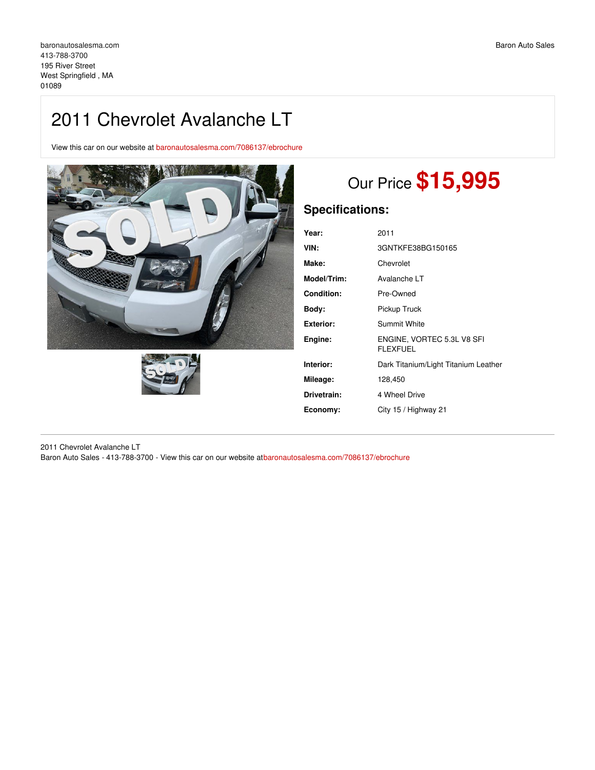baronautosalesma.com
413-788-3700
195 River Street
West Springfield , MA
01089

Baron Auto Sales

# 2011 Chevrolet Avalanche LT

View this car on our website at baronautosalesma.com/7086137/ebrochure

## Our Price **$15,995**

### Specifications:

| | |
|---|---|
| **Year:** | 2011 |
| **VIN:** | 3GNTKFE38BG150165 |
| **Make:** | Chevrolet |
| **Model/Trim:** | Avalanche LT |
| **Condition:** | Pre-Owned |
| **Body:** | Pickup Truck |
| **Exterior:** | Summit White |
| **Engine:** | ENGINE, VORTEC 5.3L V8 SFI FLEXFUEL |
| **Interior:** | Dark Titanium/Light Titanium Leather |
| **Mileage:** | 128,450 |
| **Drivetrain:** | 4 Wheel Drive |
| **Economy:** | City 15 / Highway 21 |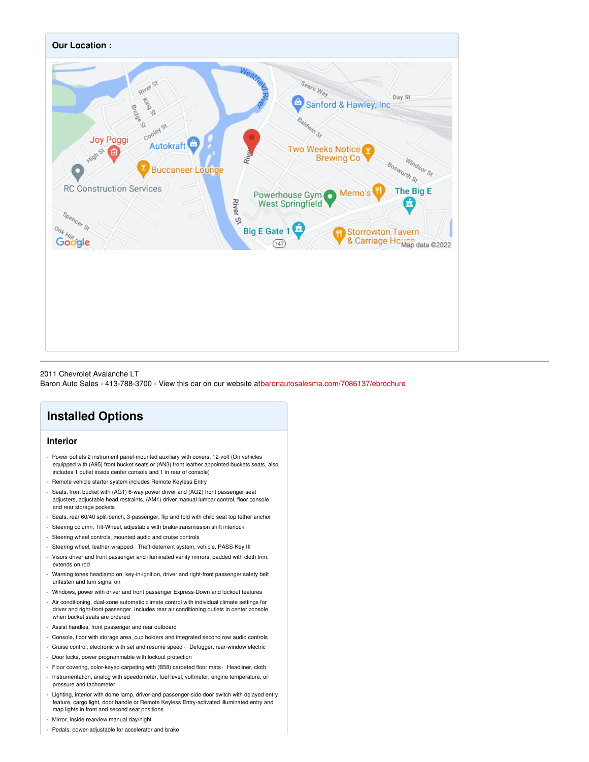## Our Location :

2011 Chevrolet Avalanche LT
Baron Auto Sales - 413-788-3700 - View this car on our website atbaronautosalesma.com/7086137/ebrochure

# Installed Options

### Interior

- Power outlets 2 instrument panel-mounted auxiliary with covers, 12-volt (On vehicles equipped with (A95) front bucket seats or (AN3) front leather appointed buckets seats, also includes 1 outlet inside center console and 1 in rear of console)
- Remote vehicle starter system includes Remote Keyless Entry
- Seats, front bucket with (AG1) 6-way power driver and (AG2) front passenger seat adjusters, adjustable head restraints, (AM1) driver manual lumbar control, floor console and rear storage pockets
- Seats, rear 60/40 split-bench, 3-passenger, flip and fold with child seat top tether anchor
- Steering column, Tilt-Wheel, adjustable with brake/transmission shift interlock
- Steering wheel controls, mounted audio and cruise controls
- Steering wheel, leather-wrapped- Theft-deterrent system, vehicle, PASS-Key III
- Visors driver and front passenger and illuminated vanity mirrors, padded with cloth trim, extends on rod
- Warning tones headlamp on, key-in-ignition, driver and right-front passenger safety belt unfasten and turn signal on
- Windows, power with driver and front passenger Express-Down and lockout features
- Air conditioning, dual-zone automatic climate control with individual climate settings for driver and right-front passenger. Includes rear air conditioning outlets in center console when bucket seats are ordered
- Assist handles, front passenger and rear outboard
- Console, floor with storage area, cup holders and integrated second row audio controls
- Cruise control, electronic with set and resume speed - Defogger, rear-window electric
- Door locks, power programmable with lockout protection
- Floor covering, color-keyed carpeting with (B58) carpeted floor mats- Headliner, cloth
- Instrumentation, analog with speedometer, fuel level, voltmeter, engine temperature, oil pressure and tachometer
- Lighting, interior with dome lamp, driver-and passenger-side door switch with delayed entry feature, cargo light, door handle or Remote Keyless Entry-activated illuminated entry and map lights in front and second seat positions
- Mirror, inside rearview manual day/night
- Pedals, power-adjustable for accelerator and brake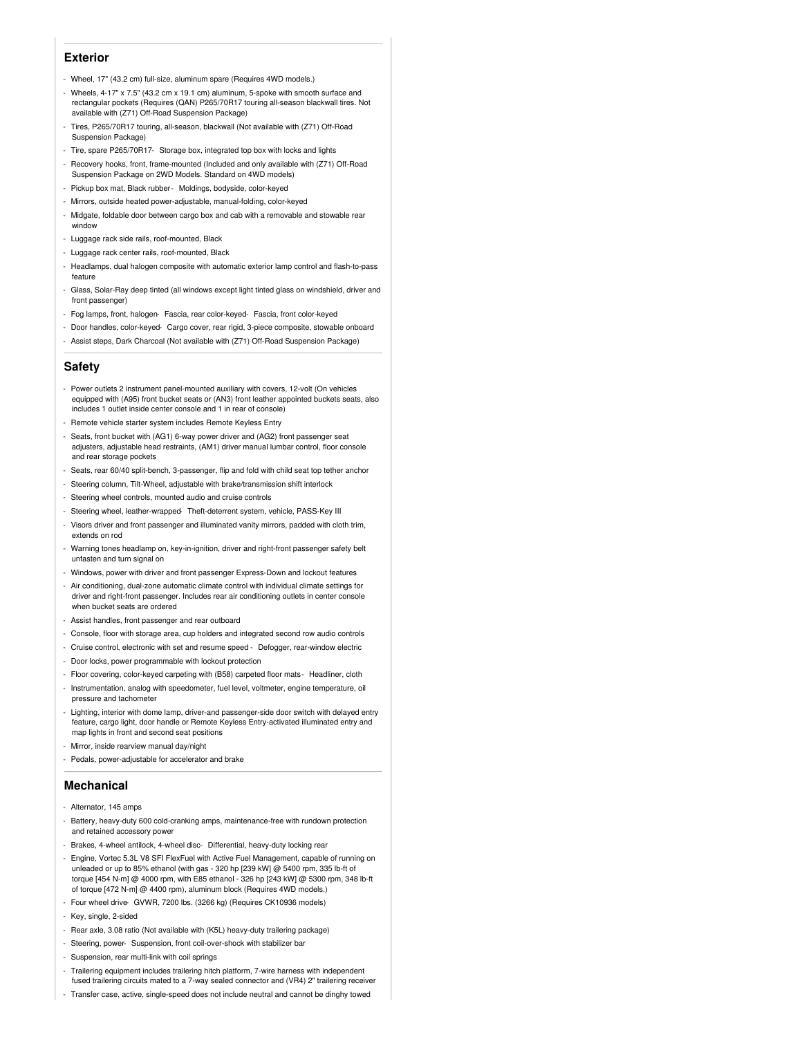## Exterior

- Wheel, 17" (43.2 cm) full-size, aluminum spare (Requires 4WD models.)
- Wheels, 4-17" x 7.5" (43.2 cm x 19.1 cm) aluminum, 5-spoke with smooth surface and rectangular pockets (Requires (QAN) P265/70R17 touring all-season blackwall tires. Not available with (Z71) Off-Road Suspension Package)
- Tires, P265/70R17 touring, all-season, blackwall (Not available with (Z71) Off-Road Suspension Package)
- Tire, spare P265/70R17- Storage box, integrated top box with locks and lights
- Recovery hooks, front, frame-mounted (Included and only available with (Z71) Off-Road Suspension Package on 2WD Models. Standard on 4WD models)
- Pickup box mat, Black rubber- Moldings, bodyside, color-keyed
- Mirrors, outside heated power-adjustable, manual-folding, color-keyed
- Midgate, foldable door between cargo box and cab with a removable and stowable rear window
- Luggage rack side rails, roof-mounted, Black
- Luggage rack center rails, roof-mounted, Black
- Headlamps, dual halogen composite with automatic exterior lamp control and flash-to-pass feature
- Glass, Solar-Ray deep tinted (all windows except light tinted glass on windshield, driver and front passenger)
- Fog lamps, front, halogen- Fascia, rear color-keyed- Fascia, front color-keyed
- Door handles, color-keyed- Cargo cover, rear rigid, 3-piece composite, stowable onboard
- Assist steps, Dark Charcoal (Not available with (Z71) Off-Road Suspension Package)

## Safety

- Power outlets 2 instrument panel-mounted auxiliary with covers, 12-volt (On vehicles equipped with (A95) front bucket seats or (AN3) front leather appointed buckets seats, also includes 1 outlet inside center console and 1 in rear of console)
- Remote vehicle starter system includes Remote Keyless Entry
- Seats, front bucket with (AG1) 6-way power driver and (AG2) front passenger seat adjusters, adjustable head restraints, (AM1) driver manual lumbar control, floor console and rear storage pockets
- Seats, rear 60/40 split-bench, 3-passenger, flip and fold with child seat top tether anchor
- Steering column, Tilt-Wheel, adjustable with brake/transmission shift interlock
- Steering wheel controls, mounted audio and cruise controls
- Steering wheel, leather-wrapped- Theft-deterrent system, vehicle, PASS-Key III
- Visors driver and front passenger and illuminated vanity mirrors, padded with cloth trim, extends on rod
- Warning tones headlamp on, key-in-ignition, driver and right-front passenger safety belt unfasten and turn signal on
- Windows, power with driver and front passenger Express-Down and lockout features
- Air conditioning, dual-zone automatic climate control with individual climate settings for driver and right-front passenger. Includes rear air conditioning outlets in center console when bucket seats are ordered
- Assist handles, front passenger and rear outboard
- Console, floor with storage area, cup holders and integrated second row audio controls
- Cruise control, electronic with set and resume speed - Defogger, rear-window electric
- Door locks, power programmable with lockout protection
- Floor covering, color-keyed carpeting with (B58) carpeted floor mats- Headliner, cloth
- Instrumentation, analog with speedometer, fuel level, voltmeter, engine temperature, oil pressure and tachometer
- Lighting, interior with dome lamp, driver-and passenger-side door switch with delayed entry feature, cargo light, door handle or Remote Keyless Entry-activated illuminated entry and map lights in front and second seat positions
- Mirror, inside rearview manual day/night
- Pedals, power-adjustable for accelerator and brake

## Mechanical

- Alternator, 145 amps
- Battery, heavy-duty 600 cold-cranking amps, maintenance-free with rundown protection and retained accessory power
- Brakes, 4-wheel antilock, 4-wheel disc- Differential, heavy-duty locking rear
- Engine, Vortec 5.3L V8 SFI FlexFuel with Active Fuel Management, capable of running on unleaded or up to 85% ethanol (with gas - 320 hp [239 kW] @ 5400 rpm, 335 lb-ft of torque [454 N-m] @ 4000 rpm, with E85 ethanol - 326 hp [243 kW] @ 5300 rpm, 348 lb-ft of torque [472 N-m] @ 4400 rpm), aluminum block (Requires 4WD models.)
- Four wheel drive- GVWR, 7200 lbs. (3266 kg) (Requires CK10936 models)
- Key, single, 2-sided
- Rear axle, 3.08 ratio (Not available with (K5L) heavy-duty trailering package)
- Steering, power- Suspension, front coil-over-shock with stabilizer bar
- Suspension, rear multi-link with coil springs
- Trailering equipment includes trailering hitch platform, 7-wire harness with independent fused trailering circuits mated to a 7-way sealed connector and (VR4) 2" trailering receiver
- Transfer case, active, single-speed does not include neutral and cannot be dinghy towed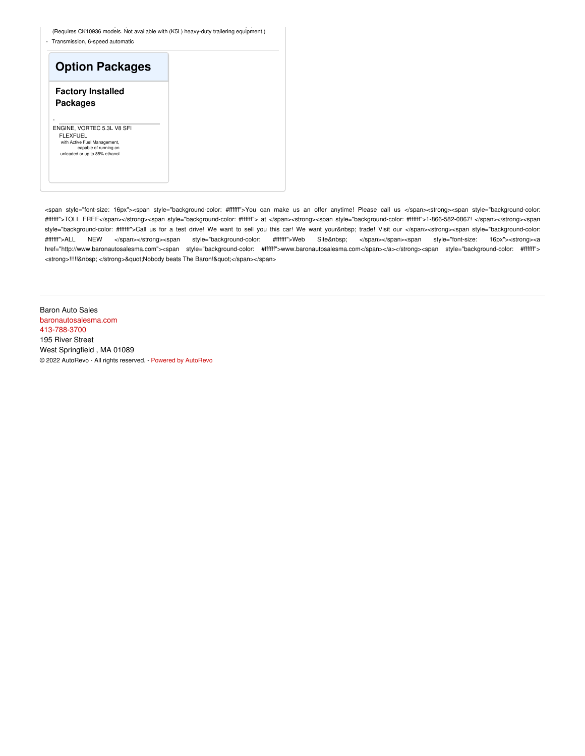(Requires CK10936 models. Not available with (K5L) heavy-duty trailering equipment.)

- Transmission, 6-speed automatic

## Option Packages

### Factory Installed Packages

-

ENGINE, VORTEC 5.3L V8 SFI FLEXFUEL
with Active Fuel Management, capable of running on unleaded or up to 85% ethanol

<span style="font-size: 16px"><span style="background-color: #ffffff">You can make us an offer anytime! Please call us </span><strong><span style="background-color: #ffffff">TOLL FREE</span></strong><span style="background-color: #ffffff"> at </span><strong><span style="background-color: #ffffff">1-866-582-0867! </span></strong><span style="background-color: #ffffff">Call us for a test drive! We want to sell you this car! We want your&nbsp; trade! Visit our </span><strong><span style="background-color: #ffffff">ALL NEW </span></strong><span style="background-color: #ffffff">Web Site&nbsp; </span></span><span style="font-size: 16px"><strong><a href="http://www.baronautosalesma.com"><span style="background-color: #ffffff">www.baronautosalesma.com</span></a></strong><span style="background-color: #ffffff"><strong>!!!!!&nbsp; </strong>&quot;Nobody beats The Baron!&quot;</span></span>

Baron Auto Sales
baronautosalesma.com
413-788-3700
195 River Street
West Springfield , MA 01089
© 2022 AutoRevo - All rights reserved. - Powered by AutoRevo